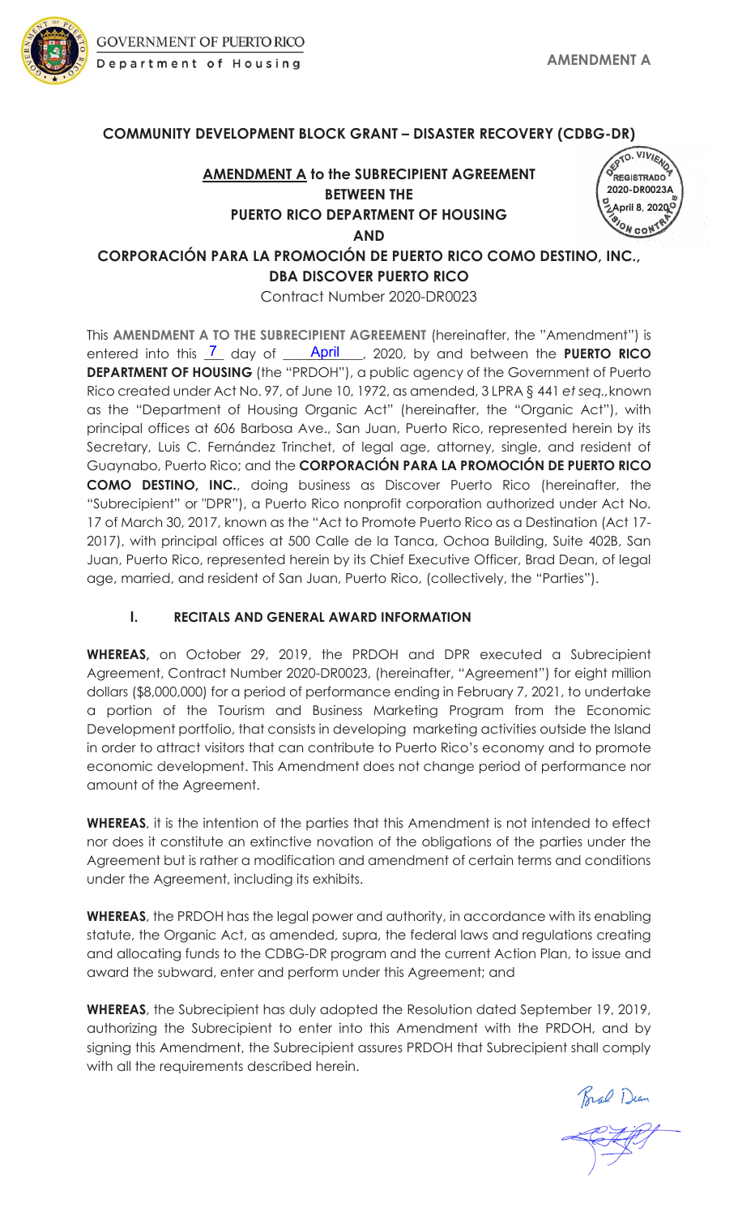**AMENDMENT A**

## COMMUNITY DEVELOPMENT BLOCK GRANT – DISASTER RECOVERY (CDBG-DR)

**AMENDMENT A to the SUBRECIPIENT AGREEMENT**
**BETWEEN THE**
**PUERTO RICO DEPARTMENT OF HOUSING**
**AND**
**CORPORACIÓN PARA LA PROMOCIÓN DE PUERTO RICO COMO DESTINO, INC., DBA DISCOVER PUERTO RICO**

Contract Number 2020-DR0023

REGISTRADO 2020-DR0023A April 8, 2020

This **AMENDMENT A TO THE SUBRECIPIENT AGREEMENT** (hereinafter, the "Amendment") is entered into this 7 day of April, 2020, by and between the **PUERTO RICO DEPARTMENT OF HOUSING** (the "PRDOH"), a public agency of the Government of Puerto Rico created under Act No. 97, of June 10, 1972, as amended, 3 LPRA § 441 *et seq.*, known as the "Department of Housing Organic Act" (hereinafter, the "Organic Act"), with principal offices at 606 Barbosa Ave., San Juan, Puerto Rico, represented herein by its Secretary, Luis C. Fernández Trinchet, of legal age, attorney, single, and resident of Guaynabo, Puerto Rico; and the **CORPORACIÓN PARA LA PROMOCIÓN DE PUERTO RICO COMO DESTINO, INC.**, doing business as Discover Puerto Rico (hereinafter, the "Subrecipient" or "DPR"), a Puerto Rico nonprofit corporation authorized under Act No. 17 of March 30, 2017, known as the "Act to Promote Puerto Rico as a Destination (Act 17-2017), with principal offices at 500 Calle de la Tanca, Ochoa Building, Suite 402B, San Juan, Puerto Rico, represented herein by its Chief Executive Officer, Brad Dean, of legal age, married, and resident of San Juan, Puerto Rico, (collectively, the "Parties").

### I. RECITALS AND GENERAL AWARD INFORMATION

**WHEREAS,** on October 29, 2019, the PRDOH and DPR executed a Subrecipient Agreement, Contract Number 2020-DR0023, (hereinafter, "Agreement") for eight million dollars ($8,000,000) for a period of performance ending in February 7, 2021, to undertake a portion of the Tourism and Business Marketing Program from the Economic Development portfolio, that consists in developing marketing activities outside the Island in order to attract visitors that can contribute to Puerto Rico's economy and to promote economic development. This Amendment does not change period of performance nor amount of the Agreement.

**WHEREAS**, it is the intention of the parties that this Amendment is not intended to effect nor does it constitute an extinctive novation of the obligations of the parties under the Agreement but is rather a modification and amendment of certain terms and conditions under the Agreement, including its exhibits.

**WHEREAS**, the PRDOH has the legal power and authority, in accordance with its enabling statute, the Organic Act, as amended, supra, the federal laws and regulations creating and allocating funds to the CDBG-DR program and the current Action Plan, to issue and award the subward, enter and perform under this Agreement; and

**WHEREAS**, the Subrecipient has duly adopted the Resolution dated September 19, 2019, authorizing the Subrecipient to enter into this Amendment with the PRDOH, and by signing this Amendment, the Subrecipient assures PRDOH that Subrecipient shall comply with all the requirements described herein.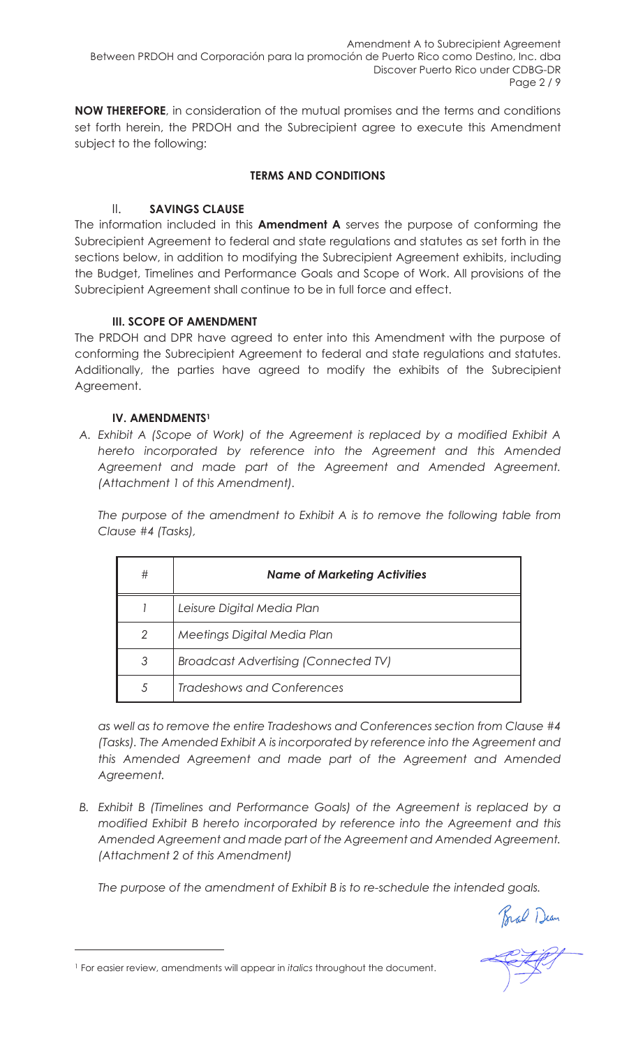**NOW THEREFORE**, in consideration of the mutual promises and the terms and conditions set forth herein, the PRDOH and the Subrecipient agree to execute this Amendment subject to the following:

**TERMS AND CONDITIONS**

### II. SAVINGS CLAUSE

The information included in this **Amendment A** serves the purpose of conforming the Subrecipient Agreement to federal and state regulations and statutes as set forth in the sections below, in addition to modifying the Subrecipient Agreement exhibits, including the Budget, Timelines and Performance Goals and Scope of Work. All provisions of the Subrecipient Agreement shall continue to be in full force and effect.

### III. SCOPE OF AMENDMENT

The PRDOH and DPR have agreed to enter into this Amendment with the purpose of conforming the Subrecipient Agreement to federal and state regulations and statutes. Additionally, the parties have agreed to modify the exhibits of the Subrecipient Agreement.

### IV. AMENDMENTS[1]

A. *Exhibit A (Scope of Work) of the Agreement is replaced by a modified Exhibit A hereto incorporated by reference into the Agreement and this Amended Agreement and made part of the Agreement and Amended Agreement. (Attachment 1 of this Amendment).*

*The purpose of the amendment to Exhibit A is to remove the following table from Clause #4 (Tasks),*

| # | *Name of Marketing Activities* |
|---|---|
| *1* | *Leisure Digital Media Plan* |
| *2* | *Meetings Digital Media Plan* |
| *3* | *Broadcast Advertising (Connected TV)* |
| *5* | *Tradeshows and Conferences* |

*as well as to remove the entire Tradeshows and Conferences section from Clause #4 (Tasks). The Amended Exhibit A is incorporated by reference into the Agreement and this Amended Agreement and made part of the Agreement and Amended Agreement.*

B. *Exhibit B (Timelines and Performance Goals) of the Agreement is replaced by a modified Exhibit B hereto incorporated by reference into the Agreement and this Amended Agreement and made part of the Agreement and Amended Agreement. (Attachment 2 of this Amendment)*

*The purpose of the amendment of Exhibit B is to re-schedule the intended goals.*

[1] For easier review, amendments will appear in *italics* throughout the document.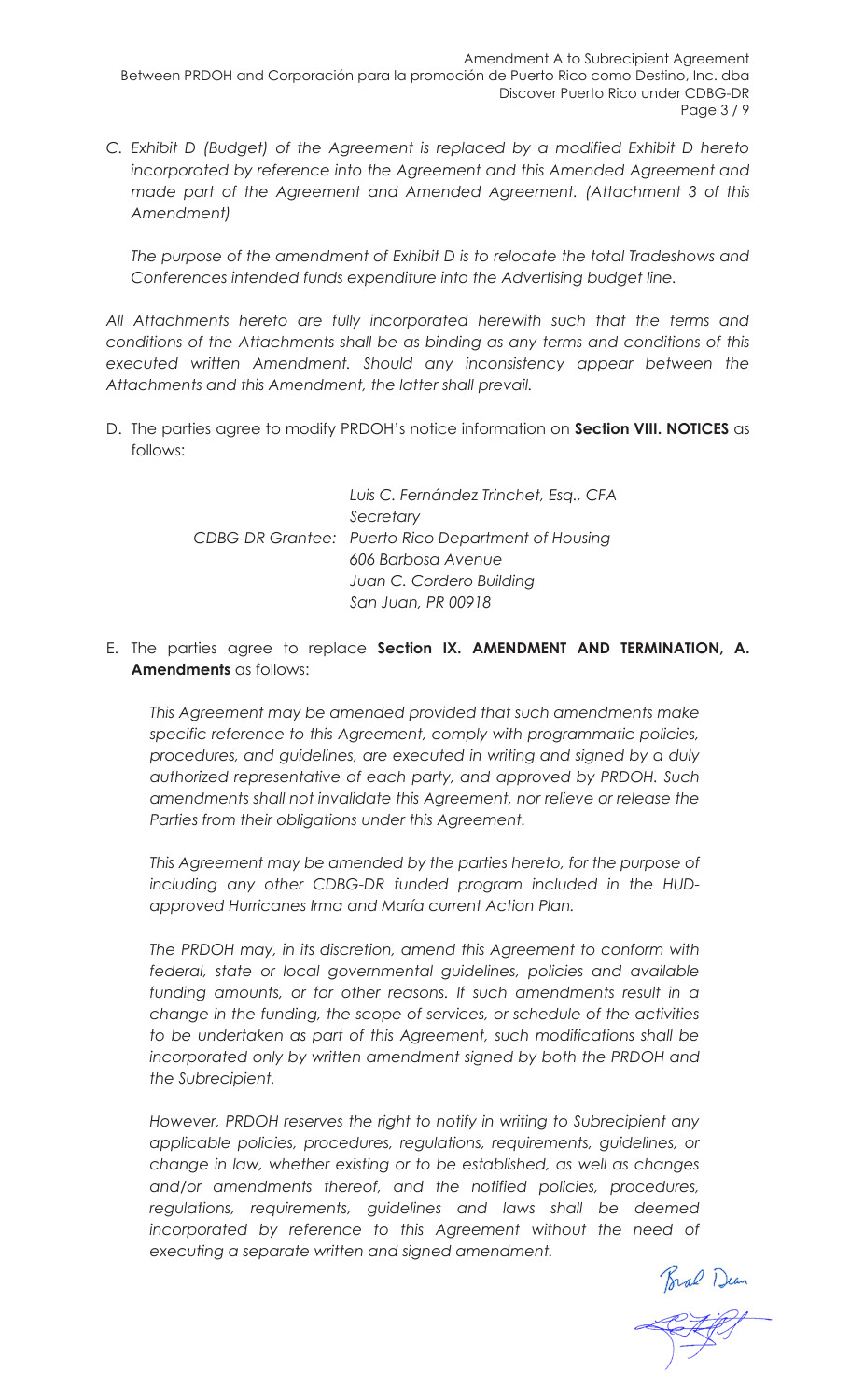C. *Exhibit D (Budget) of the Agreement is replaced by a modified Exhibit D hereto incorporated by reference into the Agreement and this Amended Agreement and made part of the Agreement and Amended Agreement. (Attachment 3 of this Amendment)*

   *The purpose of the amendment of Exhibit D is to relocate the total Tradeshows and Conferences intended funds expenditure into the Advertising budget line.*

*All Attachments hereto are fully incorporated herewith such that the terms and conditions of the Attachments shall be as binding as any terms and conditions of this executed written Amendment. Should any inconsistency appear between the Attachments and this Amendment, the latter shall prevail.*

D. The parties agree to modify PRDOH's notice information on **Section VIII. NOTICES** as follows:

   *Luis C. Fernández Trinchet, Esq., CFA*
   *Secretary*
   *CDBG-DR Grantee: Puerto Rico Department of Housing*
   *606 Barbosa Avenue*
   *Juan C. Cordero Building*
   *San Juan, PR 00918*

E. The parties agree to replace **Section IX. AMENDMENT AND TERMINATION, A. Amendments** as follows:

   *This Agreement may be amended provided that such amendments make specific reference to this Agreement, comply with programmatic policies, procedures, and guidelines, are executed in writing and signed by a duly authorized representative of each party, and approved by PRDOH. Such amendments shall not invalidate this Agreement, nor relieve or release the Parties from their obligations under this Agreement.*

   *This Agreement may be amended by the parties hereto, for the purpose of including any other CDBG-DR funded program included in the HUD-approved Hurricanes Irma and María current Action Plan.*

   *The PRDOH may, in its discretion, amend this Agreement to conform with federal, state or local governmental guidelines, policies and available funding amounts, or for other reasons. If such amendments result in a change in the funding, the scope of services, or schedule of the activities to be undertaken as part of this Agreement, such modifications shall be incorporated only by written amendment signed by both the PRDOH and the Subrecipient.*

   *However, PRDOH reserves the right to notify in writing to Subrecipient any applicable policies, procedures, regulations, requirements, guidelines, or change in law, whether existing or to be established, as well as changes and/or amendments thereof, and the notified policies, procedures, regulations, requirements, guidelines and laws shall be deemed incorporated by reference to this Agreement without the need of executing a separate written and signed amendment.*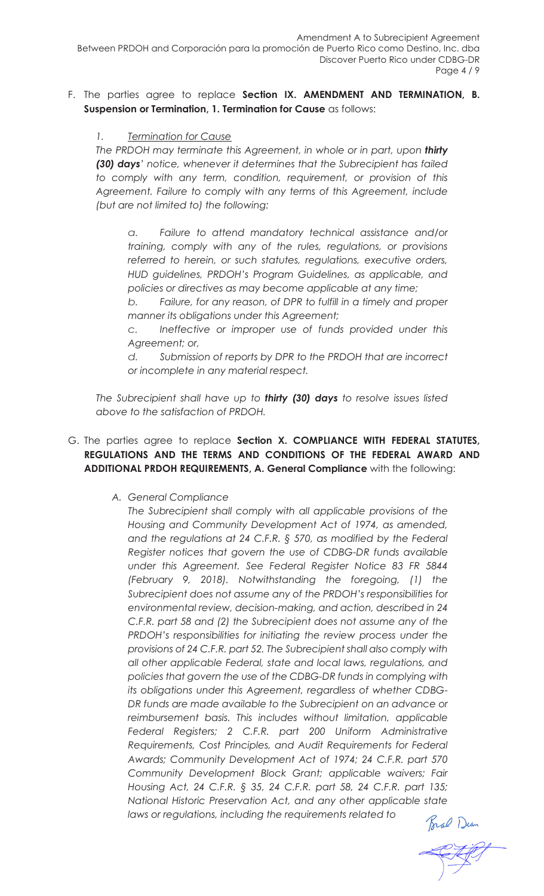F. The parties agree to replace **Section IX. AMENDMENT AND TERMINATION, B. Suspension or Termination, 1. Termination for Cause** as follows:

*1. Termination for Cause*

*The PRDOH may terminate this Agreement, in whole or in part, upon **thirty (30) days**' notice, whenever it determines that the Subrecipient has failed to comply with any term, condition, requirement, or provision of this Agreement. Failure to comply with any terms of this Agreement, include (but are not limited to) the following:*

*a. Failure to attend mandatory technical assistance and/or training, comply with any of the rules, regulations, or provisions referred to herein, or such statutes, regulations, executive orders, HUD guidelines, PRDOH's Program Guidelines, as applicable, and policies or directives as may become applicable at any time;*

*b. Failure, for any reason, of DPR to fulfill in a timely and proper manner its obligations under this Agreement;*

*c. Ineffective or improper use of funds provided under this Agreement; or,*

*d. Submission of reports by DPR to the PRDOH that are incorrect or incomplete in any material respect.*

*The Subrecipient shall have up to **thirty (30) days** to resolve issues listed above to the satisfaction of PRDOH.*

G. The parties agree to replace **Section X. COMPLIANCE WITH FEDERAL STATUTES, REGULATIONS AND THE TERMS AND CONDITIONS OF THE FEDERAL AWARD AND ADDITIONAL PRDOH REQUIREMENTS, A. General Compliance** with the following:

*A. General Compliance*

*The Subrecipient shall comply with all applicable provisions of the Housing and Community Development Act of 1974, as amended, and the regulations at 24 C.F.R. § 570, as modified by the Federal Register notices that govern the use of CDBG-DR funds available under this Agreement. See Federal Register Notice 83 FR 5844 (February 9, 2018). Notwithstanding the foregoing, (1) the Subrecipient does not assume any of the PRDOH's responsibilities for environmental review, decision-making, and action, described in 24 C.F.R. part 58 and (2) the Subrecipient does not assume any of the PRDOH's responsibilities for initiating the review process under the provisions of 24 C.F.R. part 52. The Subrecipient shall also comply with all other applicable Federal, state and local laws, regulations, and policies that govern the use of the CDBG-DR funds in complying with its obligations under this Agreement, regardless of whether CDBG-DR funds are made available to the Subrecipient on an advance or reimbursement basis. This includes without limitation, applicable Federal Registers; 2 C.F.R. part 200 Uniform Administrative Requirements, Cost Principles, and Audit Requirements for Federal Awards; Community Development Act of 1974; 24 C.F.R. part 570 Community Development Block Grant; applicable waivers; Fair Housing Act, 24 C.F.R. § 35, 24 C.F.R. part 58, 24 C.F.R. part 135; National Historic Preservation Act, and any other applicable state laws or regulations, including the requirements related to*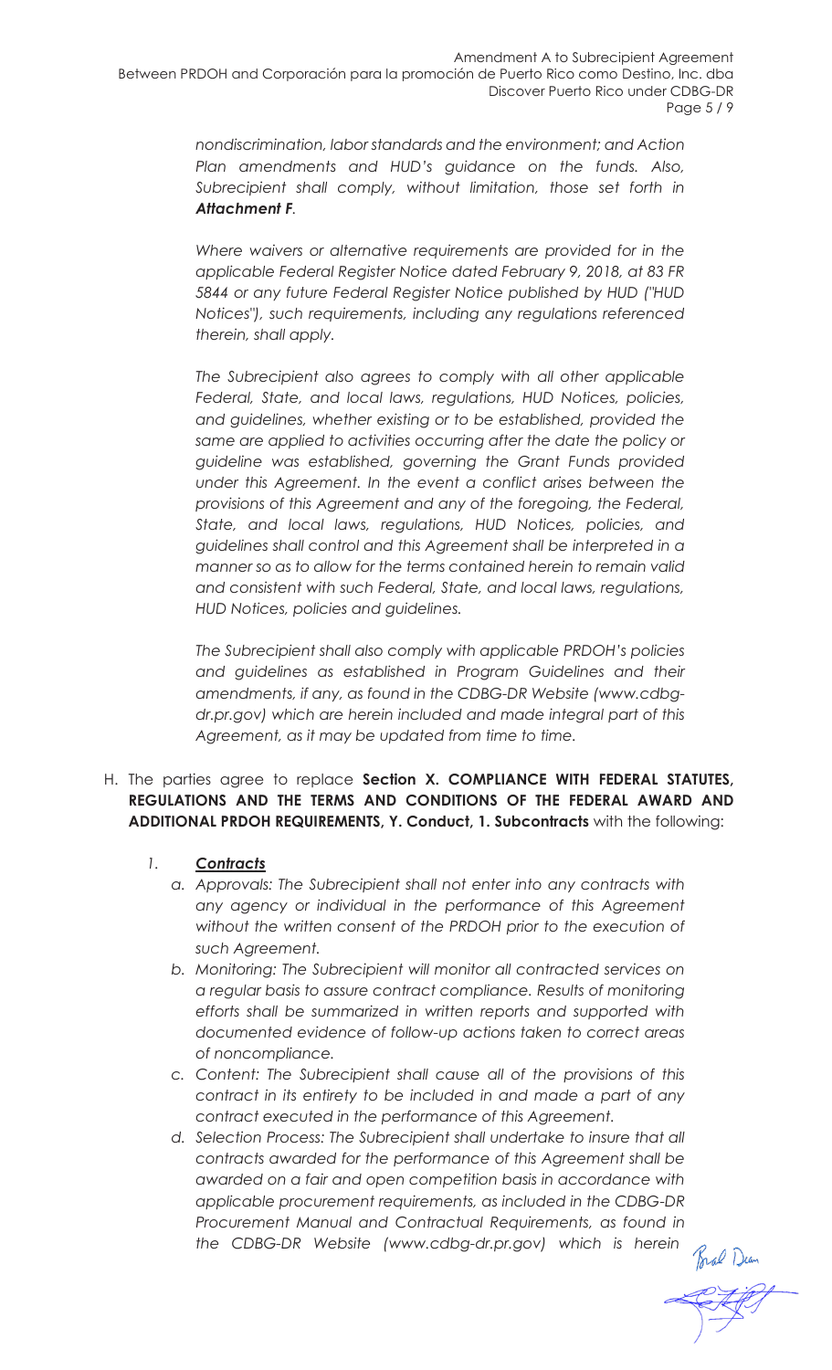*nondiscrimination, labor standards and the environment; and Action Plan amendments and HUD's guidance on the funds. Also, Subrecipient shall comply, without limitation, those set forth in* ***Attachment F****.*

*Where waivers or alternative requirements are provided for in the applicable Federal Register Notice dated February 9, 2018, at 83 FR 5844 or any future Federal Register Notice published by HUD ("HUD Notices"), such requirements, including any regulations referenced therein, shall apply.*

*The Subrecipient also agrees to comply with all other applicable Federal, State, and local laws, regulations, HUD Notices, policies, and guidelines, whether existing or to be established, provided the same are applied to activities occurring after the date the policy or guideline was established, governing the Grant Funds provided under this Agreement. In the event a conflict arises between the provisions of this Agreement and any of the foregoing, the Federal, State, and local laws, regulations, HUD Notices, policies, and guidelines shall control and this Agreement shall be interpreted in a manner so as to allow for the terms contained herein to remain valid and consistent with such Federal, State, and local laws, regulations, HUD Notices, policies and guidelines.*

*The Subrecipient shall also comply with applicable PRDOH's policies and guidelines as established in Program Guidelines and their amendments, if any, as found in the CDBG-DR Website (www.cdbg-dr.pr.gov) which are herein included and made integral part of this Agreement, as it may be updated from time to time.*

H. The parties agree to replace **Section X. COMPLIANCE WITH FEDERAL STATUTES, REGULATIONS AND THE TERMS AND CONDITIONS OF THE FEDERAL AWARD AND ADDITIONAL PRDOH REQUIREMENTS, Y. Conduct, 1. Subcontracts** with the following:

1. ***Contracts***
   a. *Approvals: The Subrecipient shall not enter into any contracts with any agency or individual in the performance of this Agreement without the written consent of the PRDOH prior to the execution of such Agreement.*
   b. *Monitoring: The Subrecipient will monitor all contracted services on a regular basis to assure contract compliance. Results of monitoring efforts shall be summarized in written reports and supported with documented evidence of follow-up actions taken to correct areas of noncompliance.*
   c. *Content: The Subrecipient shall cause all of the provisions of this contract in its entirety to be included in and made a part of any contract executed in the performance of this Agreement.*
   d. *Selection Process: The Subrecipient shall undertake to insure that all contracts awarded for the performance of this Agreement shall be awarded on a fair and open competition basis in accordance with applicable procurement requirements, as included in the CDBG-DR Procurement Manual and Contractual Requirements, as found in the CDBG-DR Website (www.cdbg-dr.pr.gov) which is herein*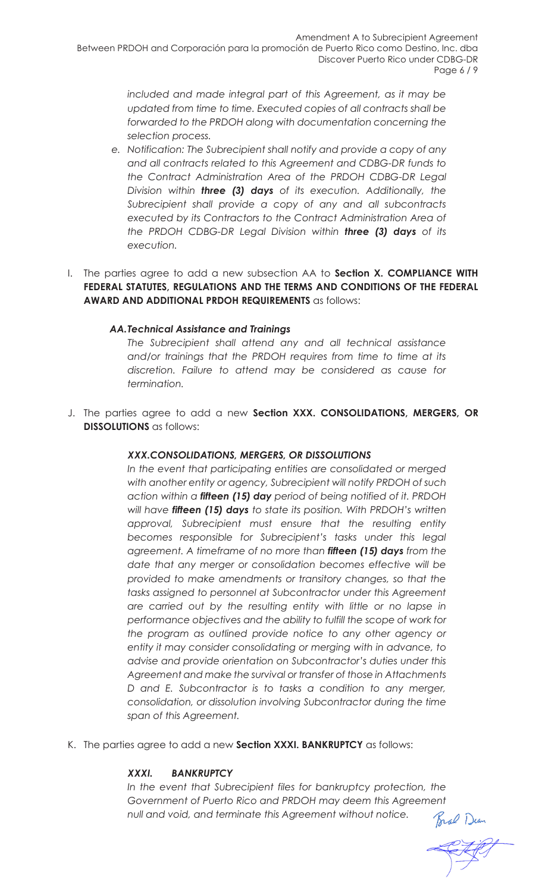*included and made integral part of this Agreement, as it may be updated from time to time. Executed copies of all contracts shall be forwarded to the PRDOH along with documentation concerning the selection process.*

*e. Notification: The Subrecipient shall notify and provide a copy of any and all contracts related to this Agreement and CDBG-DR funds to the Contract Administration Area of the PRDOH CDBG-DR Legal Division within **three (3) days** of its execution. Additionally, the Subrecipient shall provide a copy of any and all subcontracts executed by its Contractors to the Contract Administration Area of the PRDOH CDBG-DR Legal Division within **three (3) days** of its execution.*

I. The parties agree to add a new subsection AA to **Section X. COMPLIANCE WITH FEDERAL STATUTES, REGULATIONS AND THE TERMS AND CONDITIONS OF THE FEDERAL AWARD AND ADDITIONAL PRDOH REQUIREMENTS** as follows:

***AA.Technical Assistance and Trainings***

*The Subrecipient shall attend any and all technical assistance and/or trainings that the PRDOH requires from time to time at its discretion. Failure to attend may be considered as cause for termination.*

J. The parties agree to add a new **Section XXX. CONSOLIDATIONS, MERGERS, OR DISSOLUTIONS** as follows:

***XXX.CONSOLIDATIONS, MERGERS, OR DISSOLUTIONS***

*In the event that participating entities are consolidated or merged with another entity or agency, Subrecipient will notify PRDOH of such action within a **fifteen (15) day** period of being notified of it. PRDOH will have **fifteen (15) days** to state its position. With PRDOH's written approval, Subrecipient must ensure that the resulting entity becomes responsible for Subrecipient's tasks under this legal agreement. A timeframe of no more than **fifteen (15) days** from the date that any merger or consolidation becomes effective will be provided to make amendments or transitory changes, so that the tasks assigned to personnel at Subcontractor under this Agreement are carried out by the resulting entity with little or no lapse in performance objectives and the ability to fulfill the scope of work for the program as outlined provide notice to any other agency or entity it may consider consolidating or merging with in advance, to advise and provide orientation on Subcontractor's duties under this Agreement and make the survival or transfer of those in Attachments D and E. Subcontractor is to tasks a condition to any merger, consolidation, or dissolution involving Subcontractor during the time span of this Agreement.*

K. The parties agree to add a new **Section XXXI. BANKRUPTCY** as follows:

***XXXI. BANKRUPTCY***

*In the event that Subrecipient files for bankruptcy protection, the Government of Puerto Rico and PRDOH may deem this Agreement null and void, and terminate this Agreement without notice.*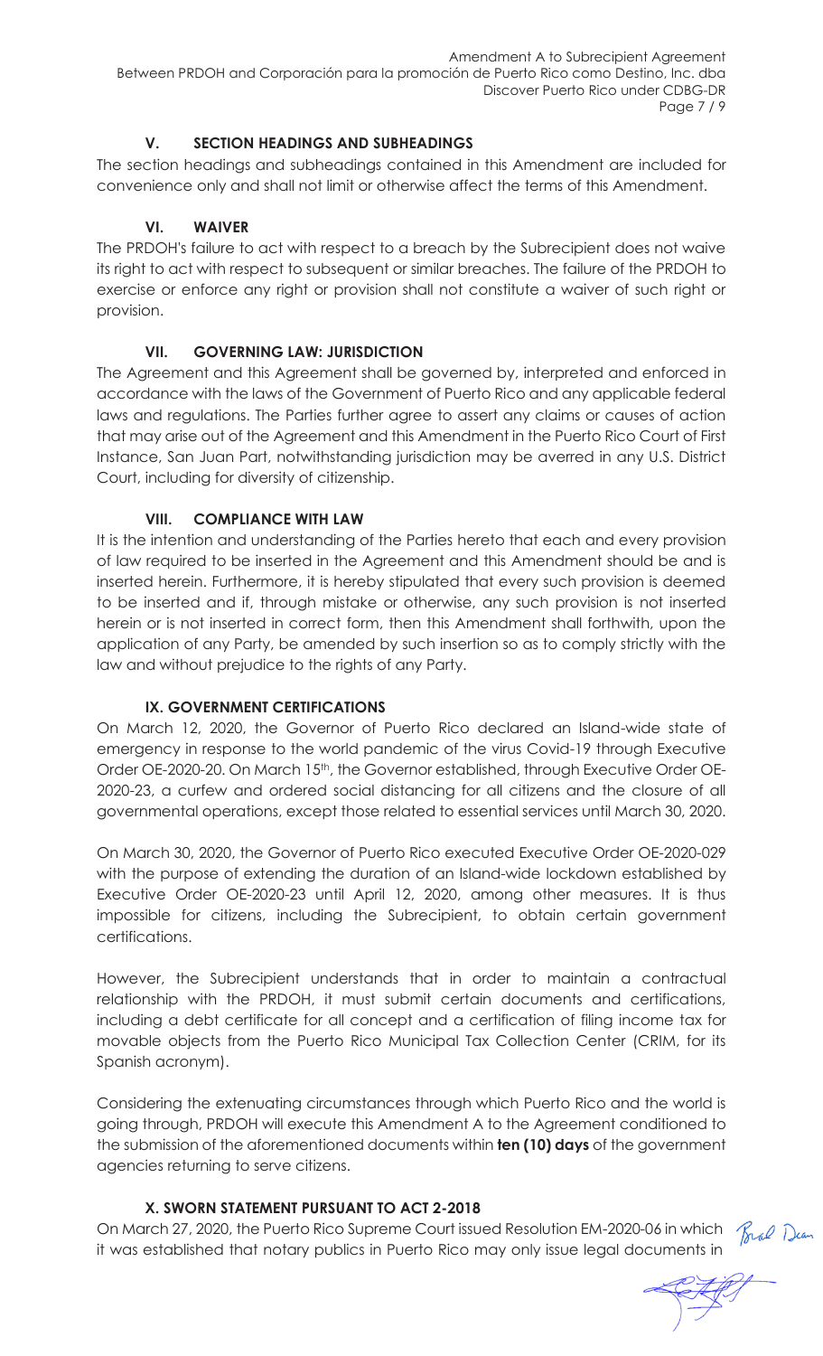### V. SECTION HEADINGS AND SUBHEADINGS

The section headings and subheadings contained in this Amendment are included for convenience only and shall not limit or otherwise affect the terms of this Amendment.

### VI. WAIVER

The PRDOH's failure to act with respect to a breach by the Subrecipient does not waive its right to act with respect to subsequent or similar breaches. The failure of the PRDOH to exercise or enforce any right or provision shall not constitute a waiver of such right or provision.

### VII. GOVERNING LAW: JURISDICTION

The Agreement and this Agreement shall be governed by, interpreted and enforced in accordance with the laws of the Government of Puerto Rico and any applicable federal laws and regulations. The Parties further agree to assert any claims or causes of action that may arise out of the Agreement and this Amendment in the Puerto Rico Court of First Instance, San Juan Part, notwithstanding jurisdiction may be averred in any U.S. District Court, including for diversity of citizenship.

### VIII. COMPLIANCE WITH LAW

It is the intention and understanding of the Parties hereto that each and every provision of law required to be inserted in the Agreement and this Amendment should be and is inserted herein. Furthermore, it is hereby stipulated that every such provision is deemed to be inserted and if, through mistake or otherwise, any such provision is not inserted herein or is not inserted in correct form, then this Amendment shall forthwith, upon the application of any Party, be amended by such insertion so as to comply strictly with the law and without prejudice to the rights of any Party.

### IX. GOVERNMENT CERTIFICATIONS

On March 12, 2020, the Governor of Puerto Rico declared an Island-wide state of emergency in response to the world pandemic of the virus Covid-19 through Executive Order OE-2020-20. On March 15th, the Governor established, through Executive Order OE-2020-23, a curfew and ordered social distancing for all citizens and the closure of all governmental operations, except those related to essential services until March 30, 2020.

On March 30, 2020, the Governor of Puerto Rico executed Executive Order OE-2020-029 with the purpose of extending the duration of an Island-wide lockdown established by Executive Order OE-2020-23 until April 12, 2020, among other measures. It is thus impossible for citizens, including the Subrecipient, to obtain certain government certifications.

However, the Subrecipient understands that in order to maintain a contractual relationship with the PRDOH, it must submit certain documents and certifications, including a debt certificate for all concept and a certification of filing income tax for movable objects from the Puerto Rico Municipal Tax Collection Center (CRIM, for its Spanish acronym).

Considering the extenuating circumstances through which Puerto Rico and the world is going through, PRDOH will execute this Amendment A to the Agreement conditioned to the submission of the aforementioned documents within **ten (10) days** of the government agencies returning to serve citizens.

### X. SWORN STATEMENT PURSUANT TO ACT 2-2018

On March 27, 2020, the Puerto Rico Supreme Court issued Resolution EM-2020-06 in which it was established that notary publics in Puerto Rico may only issue legal documents in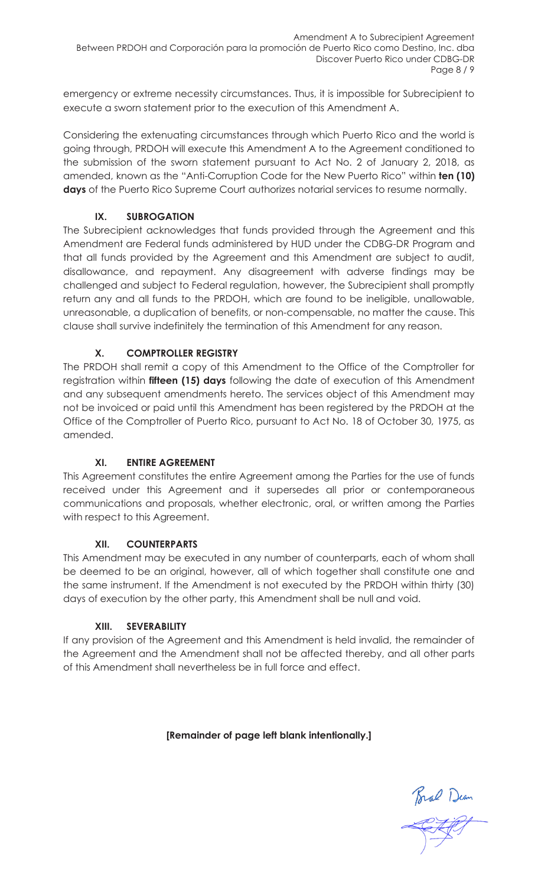emergency or extreme necessity circumstances. Thus, it is impossible for Subrecipient to execute a sworn statement prior to the execution of this Amendment A.

Considering the extenuating circumstances through which Puerto Rico and the world is going through, PRDOH will execute this Amendment A to the Agreement conditioned to the submission of the sworn statement pursuant to Act No. 2 of January 2, 2018, as amended, known as the "Anti-Corruption Code for the New Puerto Rico" within **ten (10) days** of the Puerto Rico Supreme Court authorizes notarial services to resume normally.

## IX. SUBROGATION

The Subrecipient acknowledges that funds provided through the Agreement and this Amendment are Federal funds administered by HUD under the CDBG-DR Program and that all funds provided by the Agreement and this Amendment are subject to audit, disallowance, and repayment. Any disagreement with adverse findings may be challenged and subject to Federal regulation, however, the Subrecipient shall promptly return any and all funds to the PRDOH, which are found to be ineligible, unallowable, unreasonable, a duplication of benefits, or non-compensable, no matter the cause. This clause shall survive indefinitely the termination of this Amendment for any reason.

## X. COMPTROLLER REGISTRY

The PRDOH shall remit a copy of this Amendment to the Office of the Comptroller for registration within **fifteen (15) days** following the date of execution of this Amendment and any subsequent amendments hereto. The services object of this Amendment may not be invoiced or paid until this Amendment has been registered by the PRDOH at the Office of the Comptroller of Puerto Rico, pursuant to Act No. 18 of October 30, 1975, as amended.

## XI. ENTIRE AGREEMENT

This Agreement constitutes the entire Agreement among the Parties for the use of funds received under this Agreement and it supersedes all prior or contemporaneous communications and proposals, whether electronic, oral, or written among the Parties with respect to this Agreement.

## XII. COUNTERPARTS

This Amendment may be executed in any number of counterparts, each of whom shall be deemed to be an original, however, all of which together shall constitute one and the same instrument. If the Amendment is not executed by the PRDOH within thirty (30) days of execution by the other party, this Amendment shall be null and void.

## XIII. SEVERABILITY

If any provision of the Agreement and this Amendment is held invalid, the remainder of the Agreement and the Amendment shall not be affected thereby, and all other parts of this Amendment shall nevertheless be in full force and effect.

**[Remainder of page left blank intentionally.]**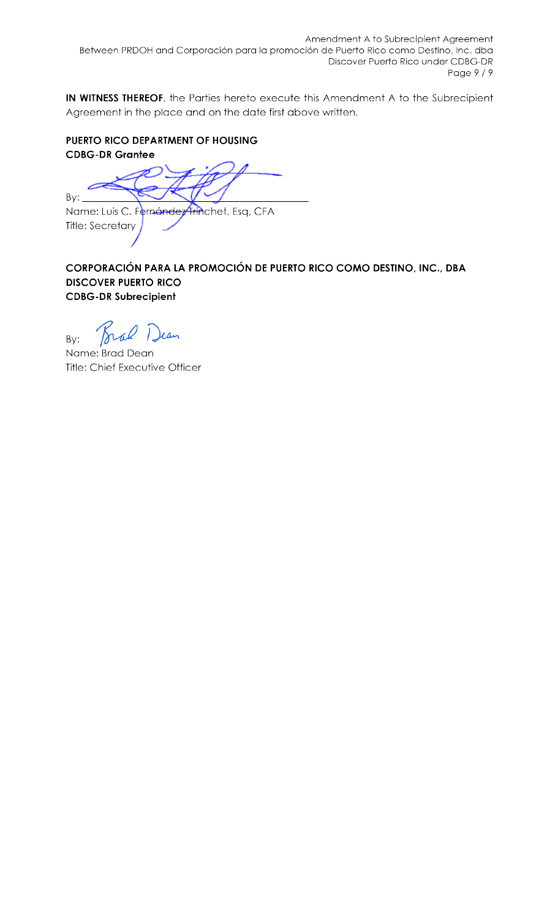**IN WITNESS THEREOF**, the Parties hereto execute this Amendment A to the Subrecipient Agreement in the place and on the date first above written.

**PUERTO RICO DEPARTMENT OF HOUSING**
**CDBG-DR Grantee**

By: ______________________________________

Name: Luis C. Fernández Trinchet, Esq, CFA
Title: Secretary

**CORPORACIÓN PARA LA PROMOCIÓN DE PUERTO RICO COMO DESTINO, INC., DBA DISCOVER PUERTO RICO**
**CDBG-DR Subrecipient**

By:

Name: Brad Dean
Title: Chief Executive Officer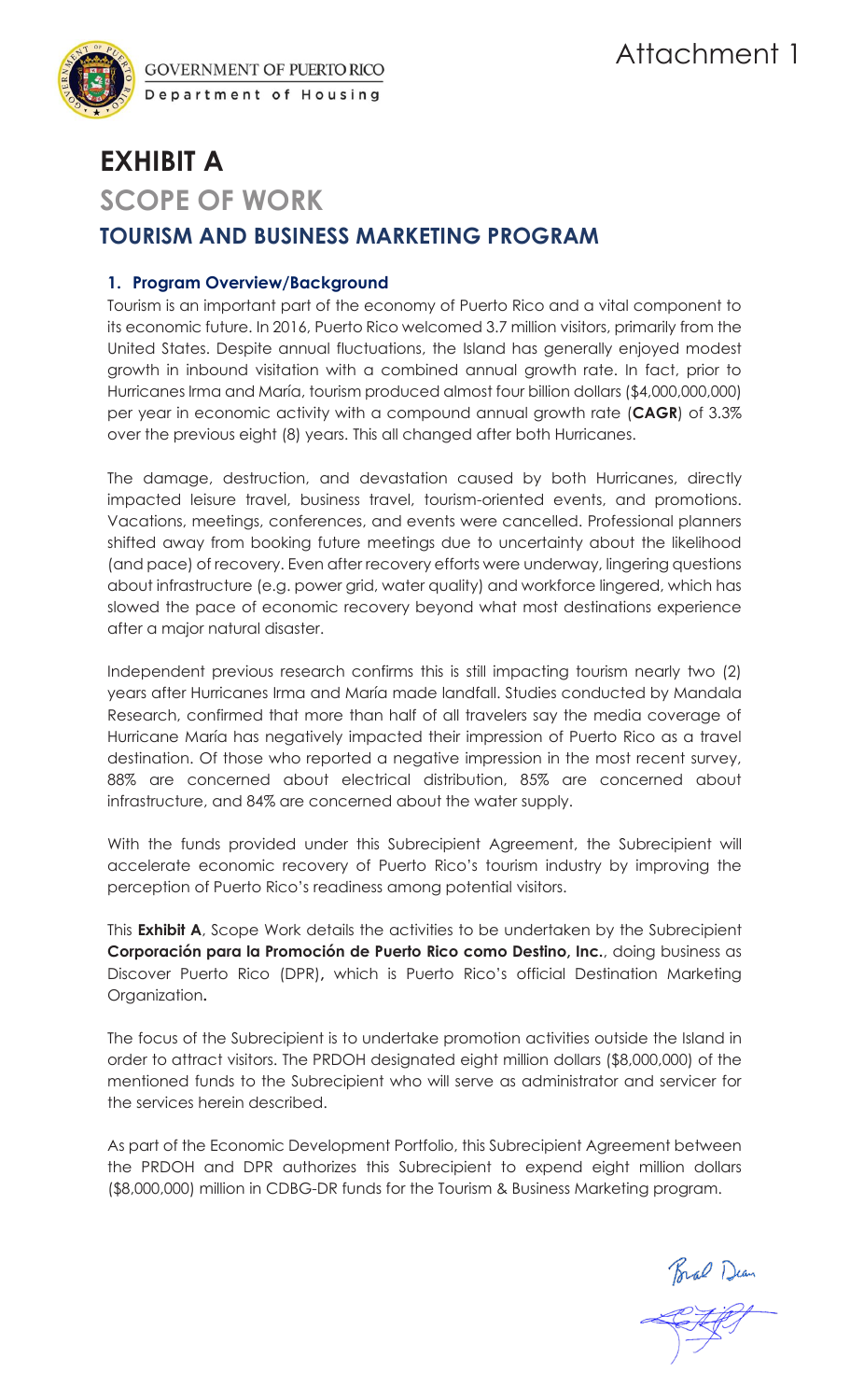Attachment 1

GOVERNMENT OF PUERTO RICO
Department of Housing

# EXHIBIT A

## SCOPE OF WORK

## TOURISM AND BUSINESS MARKETING PROGRAM

### 1. Program Overview/Background

Tourism is an important part of the economy of Puerto Rico and a vital component to its economic future. In 2016, Puerto Rico welcomed 3.7 million visitors, primarily from the United States. Despite annual fluctuations, the Island has generally enjoyed modest growth in inbound visitation with a combined annual growth rate. In fact, prior to Hurricanes Irma and María, tourism produced almost four billion dollars ($4,000,000,000) per year in economic activity with a compound annual growth rate (**CAGR**) of 3.3% over the previous eight (8) years. This all changed after both Hurricanes.

The damage, destruction, and devastation caused by both Hurricanes, directly impacted leisure travel, business travel, tourism-oriented events, and promotions. Vacations, meetings, conferences, and events were cancelled. Professional planners shifted away from booking future meetings due to uncertainty about the likelihood (and pace) of recovery. Even after recovery efforts were underway, lingering questions about infrastructure (e.g. power grid, water quality) and workforce lingered, which has slowed the pace of economic recovery beyond what most destinations experience after a major natural disaster.

Independent previous research confirms this is still impacting tourism nearly two (2) years after Hurricanes Irma and María made landfall. Studies conducted by Mandala Research, confirmed that more than half of all travelers say the media coverage of Hurricane María has negatively impacted their impression of Puerto Rico as a travel destination. Of those who reported a negative impression in the most recent survey, 88% are concerned about electrical distribution, 85% are concerned about infrastructure, and 84% are concerned about the water supply.

With the funds provided under this Subrecipient Agreement, the Subrecipient will accelerate economic recovery of Puerto Rico's tourism industry by improving the perception of Puerto Rico's readiness among potential visitors.

This **Exhibit A**, Scope Work details the activities to be undertaken by the Subrecipient **Corporación para la Promoción de Puerto Rico como Destino, Inc.**, doing business as Discover Puerto Rico (DPR)**,** which is Puerto Rico's official Destination Marketing Organization**.**

The focus of the Subrecipient is to undertake promotion activities outside the Island in order to attract visitors. The PRDOH designated eight million dollars ($8,000,000) of the mentioned funds to the Subrecipient who will serve as administrator and servicer for the services herein described.

As part of the Economic Development Portfolio, this Subrecipient Agreement between the PRDOH and DPR authorizes this Subrecipient to expend eight million dollars ($8,000,000) million in CDBG-DR funds for the Tourism & Business Marketing program.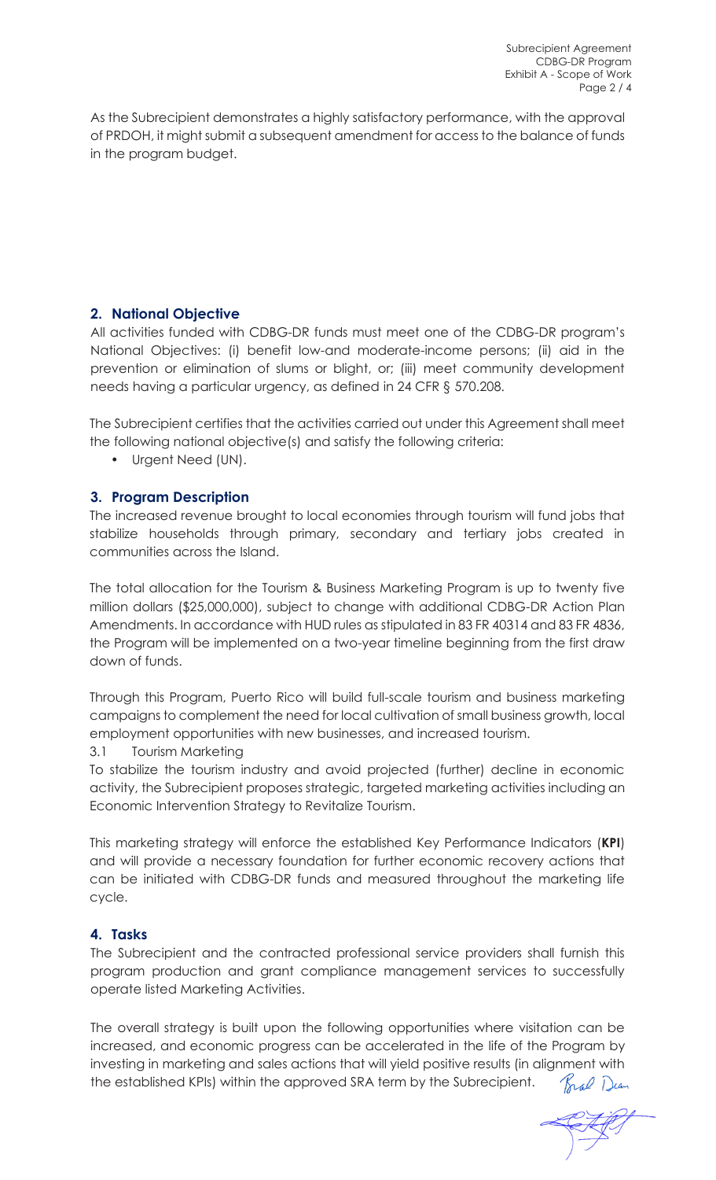As the Subrecipient demonstrates a highly satisfactory performance, with the approval of PRDOH, it might submit a subsequent amendment for access to the balance of funds in the program budget.

## 2. National Objective

All activities funded with CDBG-DR funds must meet one of the CDBG-DR program's National Objectives: (i) benefit low-and moderate-income persons; (ii) aid in the prevention or elimination of slums or blight, or; (iii) meet community development needs having a particular urgency, as defined in 24 CFR § 570.208.

The Subrecipient certifies that the activities carried out under this Agreement shall meet the following national objective(s) and satisfy the following criteria:

- Urgent Need (UN).

## 3. Program Description

The increased revenue brought to local economies through tourism will fund jobs that stabilize households through primary, secondary and tertiary jobs created in communities across the Island.

The total allocation for the Tourism & Business Marketing Program is up to twenty five million dollars ($25,000,000), subject to change with additional CDBG-DR Action Plan Amendments. In accordance with HUD rules as stipulated in 83 FR 40314 and 83 FR 4836, the Program will be implemented on a two-year timeline beginning from the first draw down of funds.

Through this Program, Puerto Rico will build full-scale tourism and business marketing campaigns to complement the need for local cultivation of small business growth, local employment opportunities with new businesses, and increased tourism.

### 3.1 Tourism Marketing

To stabilize the tourism industry and avoid projected (further) decline in economic activity, the Subrecipient proposes strategic, targeted marketing activities including an Economic Intervention Strategy to Revitalize Tourism.

This marketing strategy will enforce the established Key Performance Indicators (**KPI**) and will provide a necessary foundation for further economic recovery actions that can be initiated with CDBG-DR funds and measured throughout the marketing life cycle.

## 4. Tasks

The Subrecipient and the contracted professional service providers shall furnish this program production and grant compliance management services to successfully operate listed Marketing Activities.

The overall strategy is built upon the following opportunities where visitation can be increased, and economic progress can be accelerated in the life of the Program by investing in marketing and sales actions that will yield positive results (in alignment with the established KPIs) within the approved SRA term by the Subrecipient.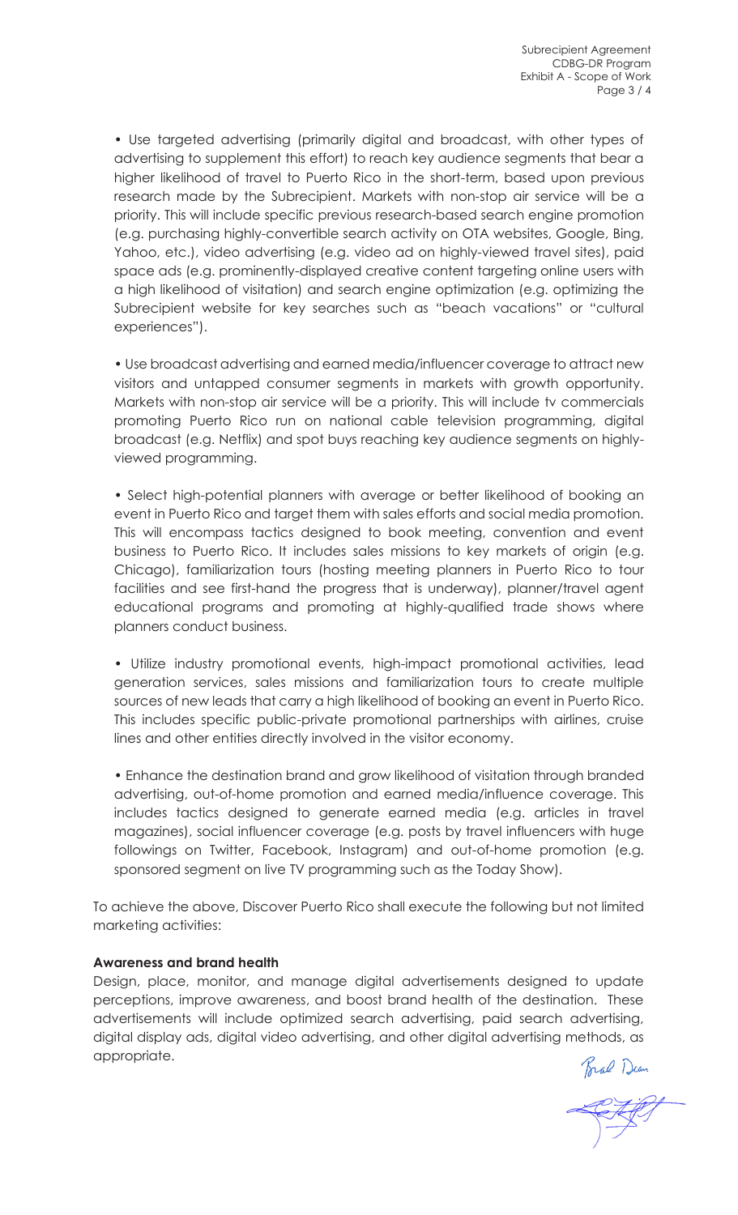- Use targeted advertising (primarily digital and broadcast, with other types of advertising to supplement this effort) to reach key audience segments that bear a higher likelihood of travel to Puerto Rico in the short-term, based upon previous research made by the Subrecipient. Markets with non-stop air service will be a priority. This will include specific previous research-based search engine promotion (e.g. purchasing highly-convertible search activity on OTA websites, Google, Bing, Yahoo, etc.), video advertising (e.g. video ad on highly-viewed travel sites), paid space ads (e.g. prominently-displayed creative content targeting online users with a high likelihood of visitation) and search engine optimization (e.g. optimizing the Subrecipient website for key searches such as "beach vacations" or "cultural experiences").

- Use broadcast advertising and earned media/influencer coverage to attract new visitors and untapped consumer segments in markets with growth opportunity. Markets with non-stop air service will be a priority. This will include tv commercials promoting Puerto Rico run on national cable television programming, digital broadcast (e.g. Netflix) and spot buys reaching key audience segments on highly-viewed programming.

- Select high-potential planners with average or better likelihood of booking an event in Puerto Rico and target them with sales efforts and social media promotion. This will encompass tactics designed to book meeting, convention and event business to Puerto Rico. It includes sales missions to key markets of origin (e.g. Chicago), familiarization tours (hosting meeting planners in Puerto Rico to tour facilities and see first-hand the progress that is underway), planner/travel agent educational programs and promoting at highly-qualified trade shows where planners conduct business.

- Utilize industry promotional events, high-impact promotional activities, lead generation services, sales missions and familiarization tours to create multiple sources of new leads that carry a high likelihood of booking an event in Puerto Rico. This includes specific public-private promotional partnerships with airlines, cruise lines and other entities directly involved in the visitor economy.

- Enhance the destination brand and grow likelihood of visitation through branded advertising, out-of-home promotion and earned media/influence coverage. This includes tactics designed to generate earned media (e.g. articles in travel magazines), social influencer coverage (e.g. posts by travel influencers with huge followings on Twitter, Facebook, Instagram) and out-of-home promotion (e.g. sponsored segment on live TV programming such as the Today Show).

To achieve the above, Discover Puerto Rico shall execute the following but not limited marketing activities:

**Awareness and brand health**

Design, place, monitor, and manage digital advertisements designed to update perceptions, improve awareness, and boost brand health of the destination. These advertisements will include optimized search advertising, paid search advertising, digital display ads, digital video advertising, and other digital advertising methods, as appropriate.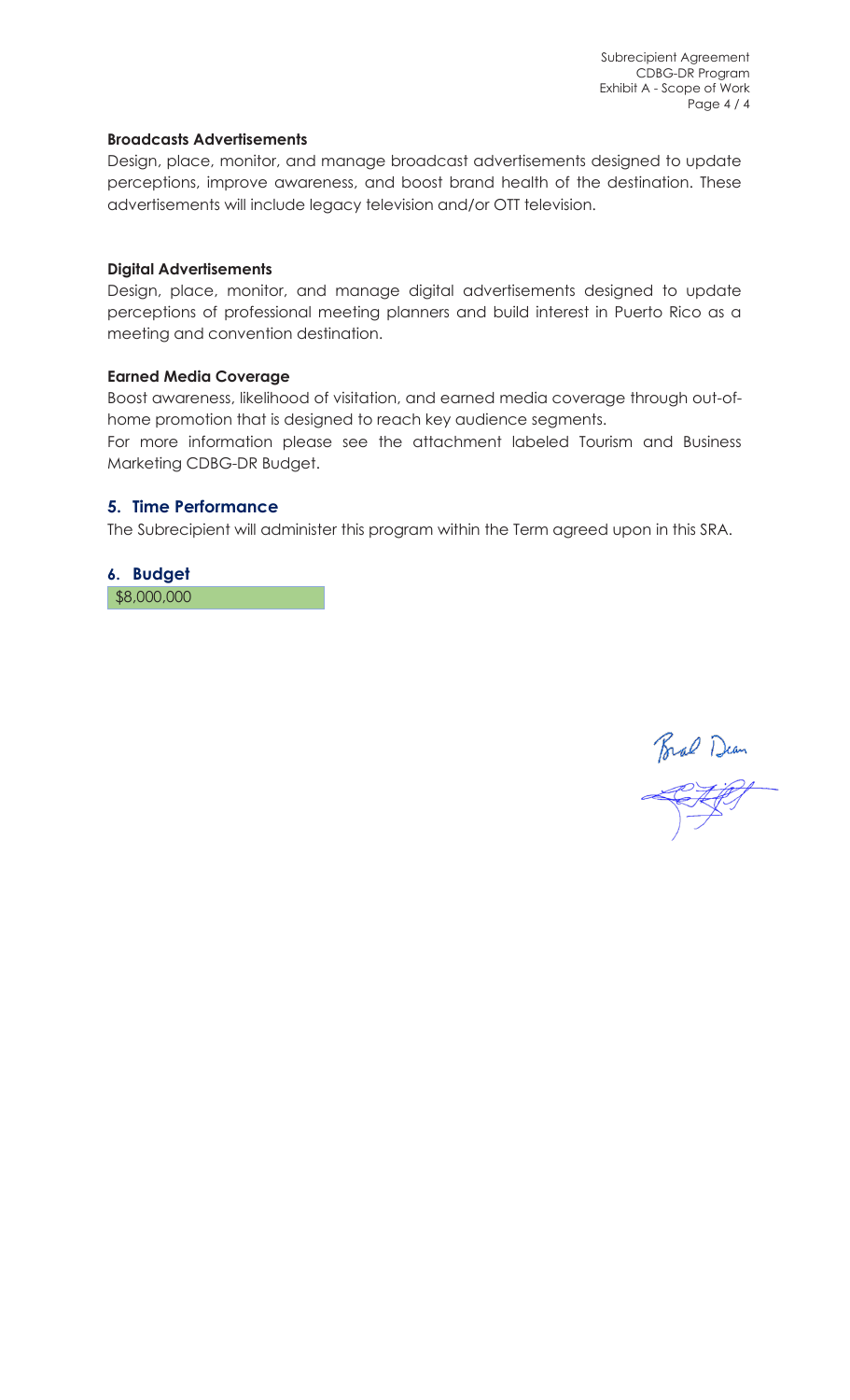**Broadcasts Advertisements**

Design, place, monitor, and manage broadcast advertisements designed to update perceptions, improve awareness, and boost brand health of the destination. These advertisements will include legacy television and/or OTT television.

**Digital Advertisements**

Design, place, monitor, and manage digital advertisements designed to update perceptions of professional meeting planners and build interest in Puerto Rico as a meeting and convention destination.

**Earned Media Coverage**

Boost awareness, likelihood of visitation, and earned media coverage through out-of-home promotion that is designed to reach key audience segments.

For more information please see the attachment labeled Tourism and Business Marketing CDBG-DR Budget.

## 5. Time Performance

The Subrecipient will administer this program within the Term agreed upon in this SRA.

## 6. Budget

| $8,000,000 |
| --- |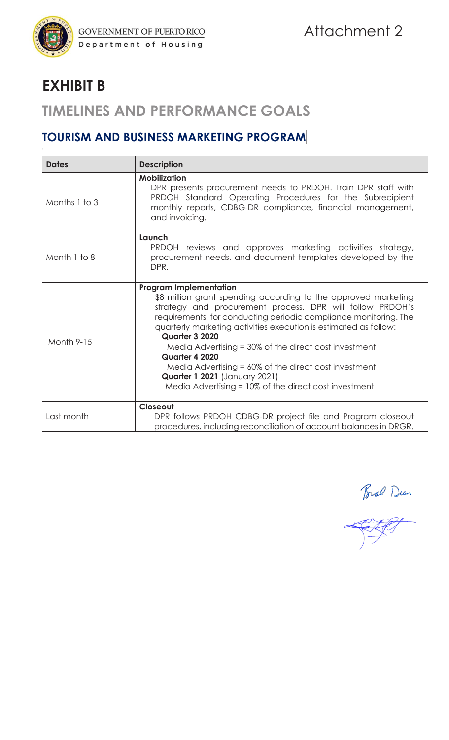GOVERNMENT OF PUERTO RICO
Department of Housing

Attachment 2

# EXHIBIT B

## TIMELINES AND PERFORMANCE GOALS

### TOURISM AND BUSINESS MARKETING PROGRAM

| Dates | Description |
|---|---|
| Months 1 to 3 | **Mobilization**<br>DPR presents procurement needs to PRDOH. Train DPR staff with PRDOH Standard Operating Procedures for the Subrecipient monthly reports, CDBG-DR compliance, financial management, and invoicing. |
| Month 1 to 8 | **Launch**<br>PRDOH reviews and approves marketing activities strategy, procurement needs, and document templates developed by the DPR. |
| Month 9-15 | **Program Implementation**<br>$8 million grant spending according to the approved marketing strategy and procurement process. DPR will follow PRDOH's requirements, for conducting periodic compliance monitoring. The quarterly marketing activities execution is estimated as follow:<br>**Quarter 3 2020**<br>Media Advertising = 30% of the direct cost investment<br>**Quarter 4 2020**<br>Media Advertising = 60% of the direct cost investment<br>**Quarter 1 2021** (January 2021)<br>Media Advertising = 10% of the direct cost investment |
| Last month | **Closeout**<br>DPR follows PRDOH CDBG-DR project file and Program closeout procedures, including reconciliation of account balances in DRGR. |

Brad Dean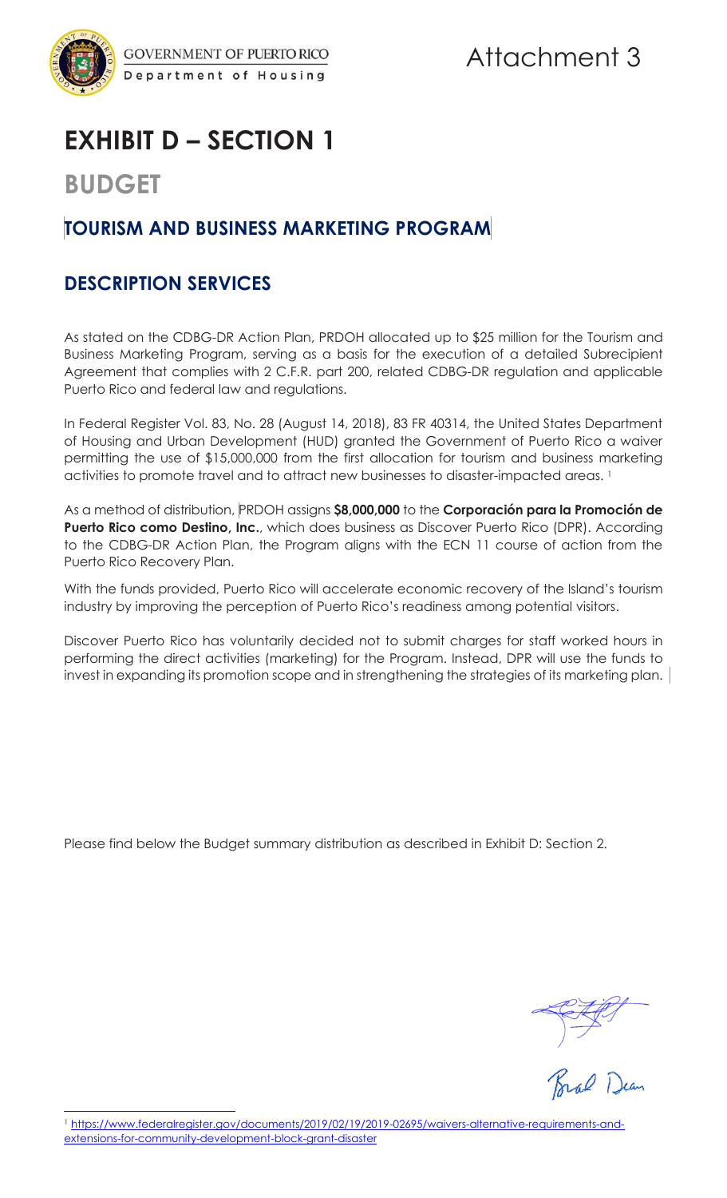Attachment 3

# EXHIBIT D – SECTION 1

## BUDGET

### TOURISM AND BUSINESS MARKETING PROGRAM

### DESCRIPTION SERVICES

As stated on the CDBG-DR Action Plan, PRDOH allocated up to $25 million for the Tourism and Business Marketing Program, serving as a basis for the execution of a detailed Subrecipient Agreement that complies with 2 C.F.R. part 200, related CDBG-DR regulation and applicable Puerto Rico and federal law and regulations.

In Federal Register Vol. 83, No. 28 (August 14, 2018), 83 FR 40314, the United States Department of Housing and Urban Development (HUD) granted the Government of Puerto Rico a waiver permitting the use of $15,000,000 from the first allocation for tourism and business marketing activities to promote travel and to attract new businesses to disaster-impacted areas. [1]

As a method of distribution, PRDOH assigns **$8,000,000** to the **Corporación para la Promoción de Puerto Rico como Destino, Inc.**, which does business as Discover Puerto Rico (DPR). According to the CDBG-DR Action Plan, the Program aligns with the ECN 11 course of action from the Puerto Rico Recovery Plan.

With the funds provided, Puerto Rico will accelerate economic recovery of the Island's tourism industry by improving the perception of Puerto Rico's readiness among potential visitors.

Discover Puerto Rico has voluntarily decided not to submit charges for staff worked hours in performing the direct activities (marketing) for the Program. Instead, DPR will use the funds to invest in expanding its promotion scope and in strengthening the strategies of its marketing plan.

Please find below the Budget summary distribution as described in Exhibit D: Section 2.

Brad Dean

[1] https://www.federalregister.gov/documents/2019/02/19/2019-02695/waivers-alternative-requirements-and-extensions-for-community-development-block-grant-disaster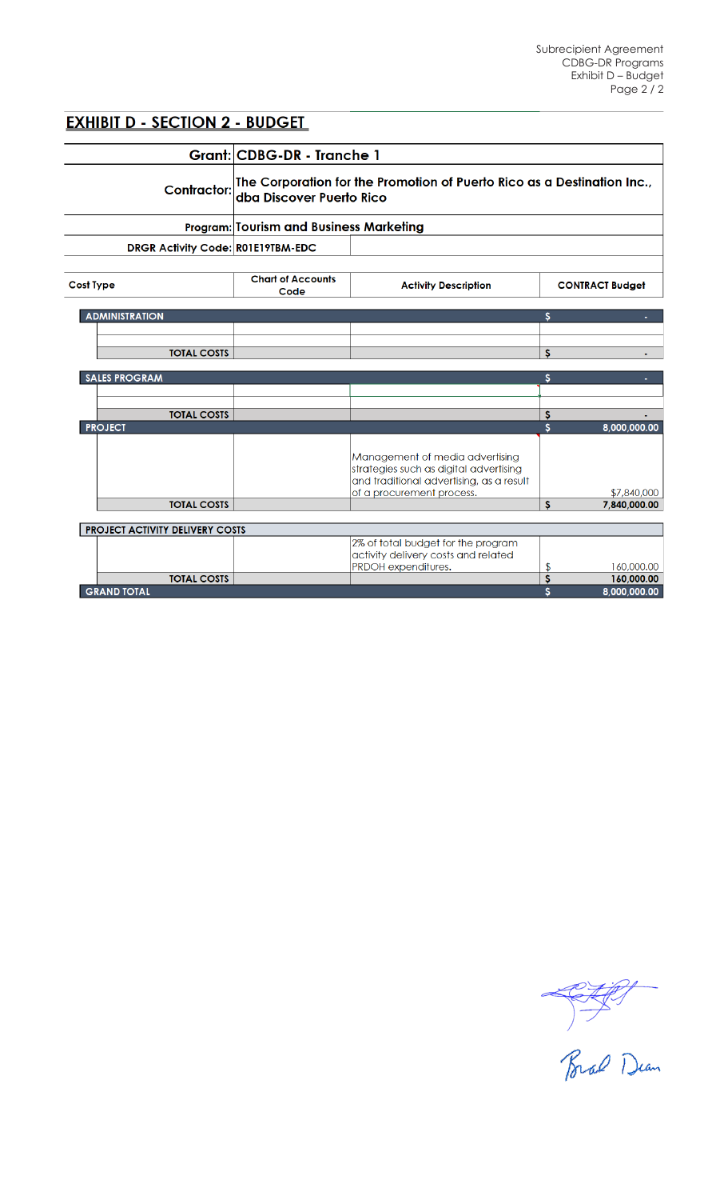## EXHIBIT D - SECTION 2 - BUDGET

| | |
|---|---|
| **Grant:** | **CDBG-DR - Tranche 1** |
| **Contractor:** | **The Corporation for the Promotion of Puerto Rico as a Destination Inc., dba Discover Puerto Rico** |
| **Program:** | **Tourism and Business Marketing** |
| **DRGR Activity Code:** | **R01E19TBM-EDC** |

| Cost Type | Chart of Accounts Code | Activity Description | CONTRACT Budget |
|---|---|---|---|
| **ADMINISTRATION** | | | $ - |
| | | | |
| | | | |
| **TOTAL COSTS** | | | $ - |
| **SALES PROGRAM** | | | $ - |
| | | | |
| | | | |
| **TOTAL COSTS** | | | $ - |
| **PROJECT** | | | $ 8,000,000.00 |
| | | Management of media advertising strategies such as digital advertising and traditional advertising, as a result of a procurement process. | $7,840,000 |
| **TOTAL COSTS** | | | $ 7,840,000.00 |
| **PROJECT ACTIVITY DELIVERY COSTS** | | | |
| | | 2% of total budget for the program activity delivery costs and related PRDOH expenditures. | $ 160,000.00 |
| **TOTAL COSTS** | | | $ 160,000.00 |
| **GRAND TOTAL** | | | $ 8,000,000.00 |